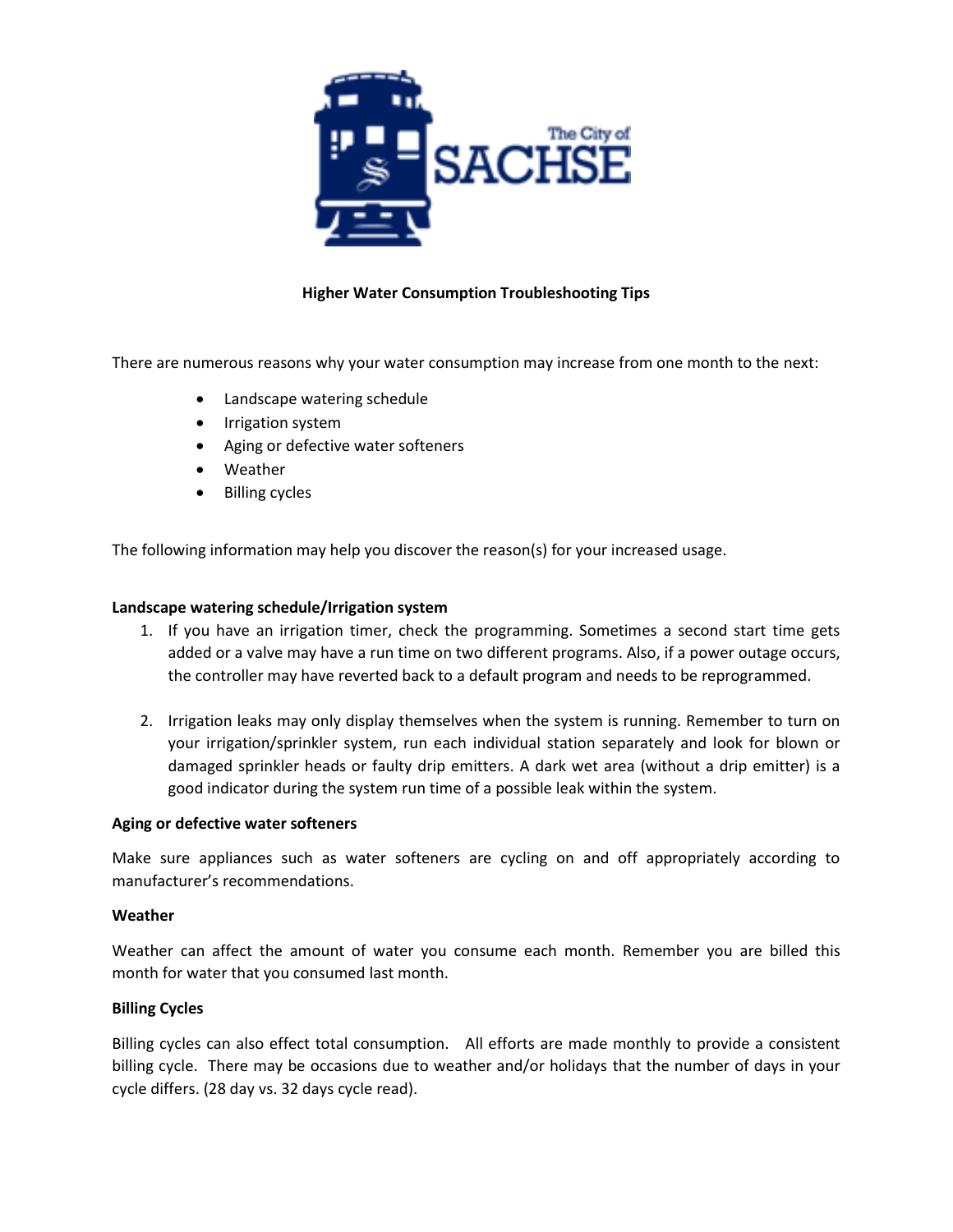# Higher Water Consumption Troubleshooting Tips

There are numerous reasons why your water consumption may increase from one month to the next:

- Landscape watering schedule
- Irrigation system
- Aging or defective water softeners
- Weather
- Billing cycles

The following information may help you discover the reason(s) for your increased usage.

**Landscape watering schedule/Irrigation system**

1. If you have an irrigation timer, check the programming. Sometimes a second start time gets added or a valve may have a run time on two different programs. Also, if a power outage occurs, the controller may have reverted back to a default program and needs to be reprogrammed.

2. Irrigation leaks may only display themselves when the system is running. Remember to turn on your irrigation/sprinkler system, run each individual station separately and look for blown or damaged sprinkler heads or faulty drip emitters. A dark wet area (without a drip emitter) is a good indicator during the system run time of a possible leak within the system.

**Aging or defective water softeners**

Make sure appliances such as water softeners are cycling on and off appropriately according to manufacturer's recommendations.

**Weather**

Weather can affect the amount of water you consume each month. Remember you are billed this month for water that you consumed last month.

**Billing Cycles**

Billing cycles can also effect total consumption. All efforts are made monthly to provide a consistent billing cycle. There may be occasions due to weather and/or holidays that the number of days in your cycle differs. (28 day vs. 32 days cycle read).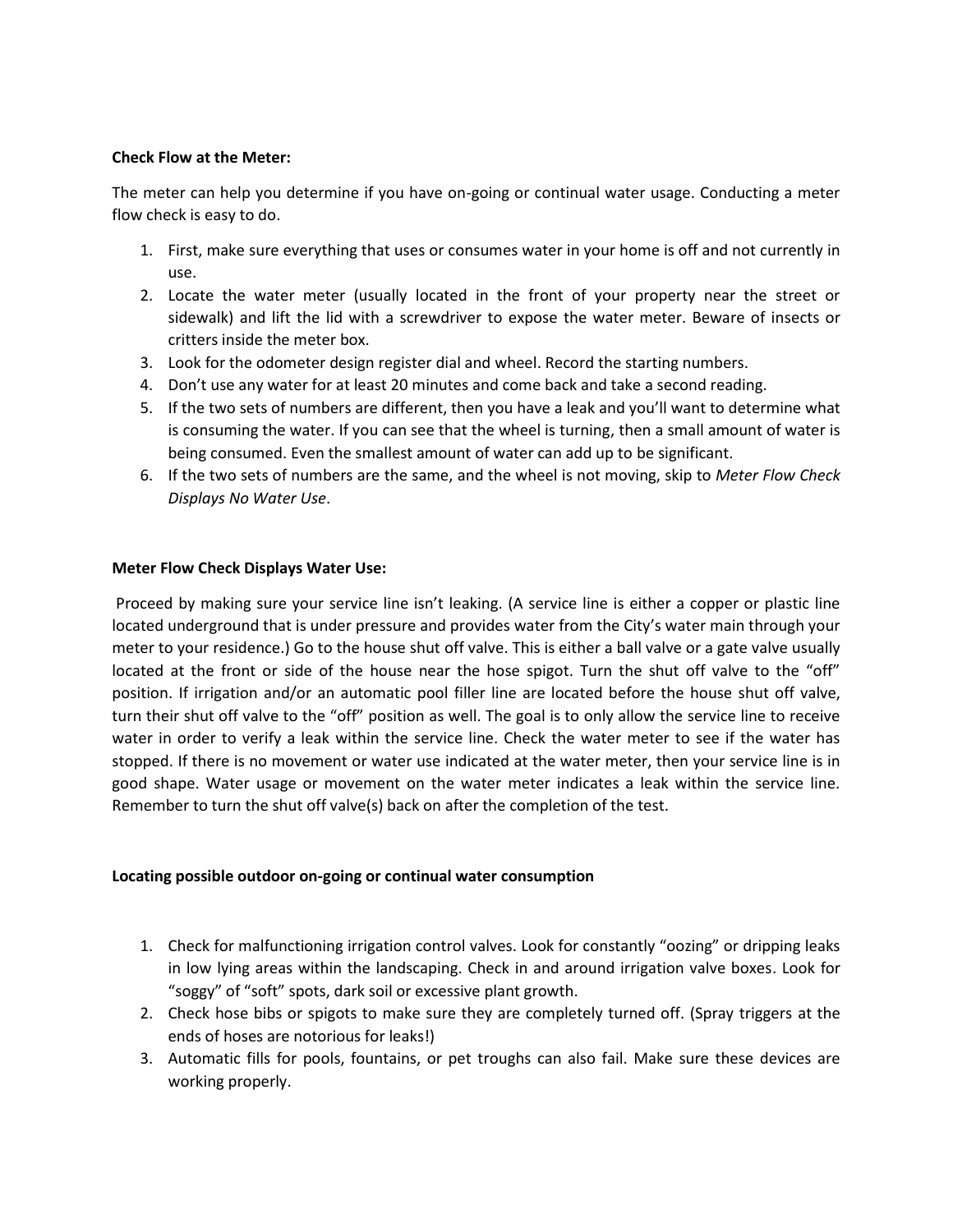**Check Flow at the Meter:**

The meter can help you determine if you have on-going or continual water usage. Conducting a meter flow check is easy to do.

1. First, make sure everything that uses or consumes water in your home is off and not currently in use.
2. Locate the water meter (usually located in the front of your property near the street or sidewalk) and lift the lid with a screwdriver to expose the water meter. Beware of insects or critters inside the meter box.
3. Look for the odometer design register dial and wheel. Record the starting numbers.
4. Don't use any water for at least 20 minutes and come back and take a second reading.
5. If the two sets of numbers are different, then you have a leak and you'll want to determine what is consuming the water. If you can see that the wheel is turning, then a small amount of water is being consumed. Even the smallest amount of water can add up to be significant.
6. If the two sets of numbers are the same, and the wheel is not moving, skip to *Meter Flow Check Displays No Water Use*.

**Meter Flow Check Displays Water Use:**

Proceed by making sure your service line isn't leaking. (A service line is either a copper or plastic line located underground that is under pressure and provides water from the City's water main through your meter to your residence.) Go to the house shut off valve. This is either a ball valve or a gate valve usually located at the front or side of the house near the hose spigot. Turn the shut off valve to the "off" position. If irrigation and/or an automatic pool filler line are located before the house shut off valve, turn their shut off valve to the "off" position as well. The goal is to only allow the service line to receive water in order to verify a leak within the service line. Check the water meter to see if the water has stopped. If there is no movement or water use indicated at the water meter, then your service line is in good shape. Water usage or movement on the water meter indicates a leak within the service line. Remember to turn the shut off valve(s) back on after the completion of the test.

**Locating possible outdoor on-going or continual water consumption**

1. Check for malfunctioning irrigation control valves. Look for constantly "oozing" or dripping leaks in low lying areas within the landscaping. Check in and around irrigation valve boxes. Look for "soggy" of "soft" spots, dark soil or excessive plant growth.
2. Check hose bibs or spigots to make sure they are completely turned off. (Spray triggers at the ends of hoses are notorious for leaks!)
3. Automatic fills for pools, fountains, or pet troughs can also fail. Make sure these devices are working properly.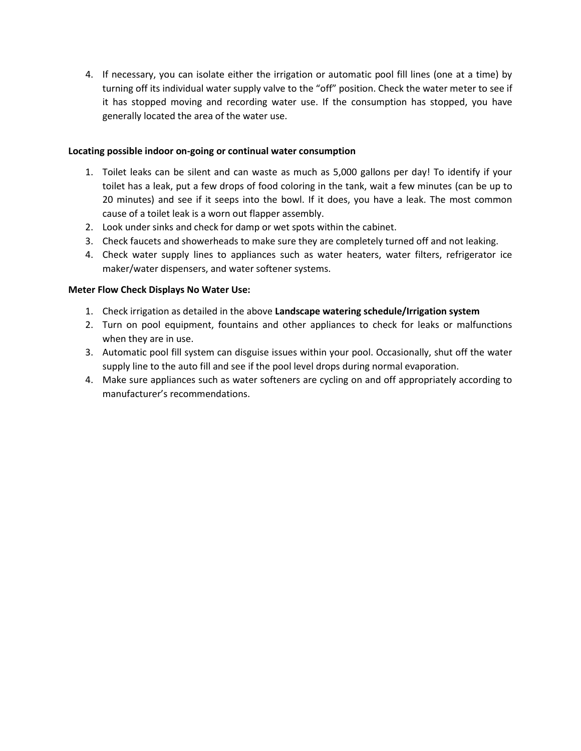4. If necessary, you can isolate either the irrigation or automatic pool fill lines (one at a time) by turning off its individual water supply valve to the "off" position. Check the water meter to see if it has stopped moving and recording water use. If the consumption has stopped, you have generally located the area of the water use.

**Locating possible indoor on-going or continual water consumption**

1. Toilet leaks can be silent and can waste as much as 5,000 gallons per day! To identify if your toilet has a leak, put a few drops of food coloring in the tank, wait a few minutes (can be up to 20 minutes) and see if it seeps into the bowl. If it does, you have a leak. The most common cause of a toilet leak is a worn out flapper assembly.
2. Look under sinks and check for damp or wet spots within the cabinet.
3. Check faucets and showerheads to make sure they are completely turned off and not leaking.
4. Check water supply lines to appliances such as water heaters, water filters, refrigerator ice maker/water dispensers, and water softener systems.

**Meter Flow Check Displays No Water Use:**

1. Check irrigation as detailed in the above **Landscape watering schedule/Irrigation system**
2. Turn on pool equipment, fountains and other appliances to check for leaks or malfunctions when they are in use.
3. Automatic pool fill system can disguise issues within your pool. Occasionally, shut off the water supply line to the auto fill and see if the pool level drops during normal evaporation.
4. Make sure appliances such as water softeners are cycling on and off appropriately according to manufacturer's recommendations.